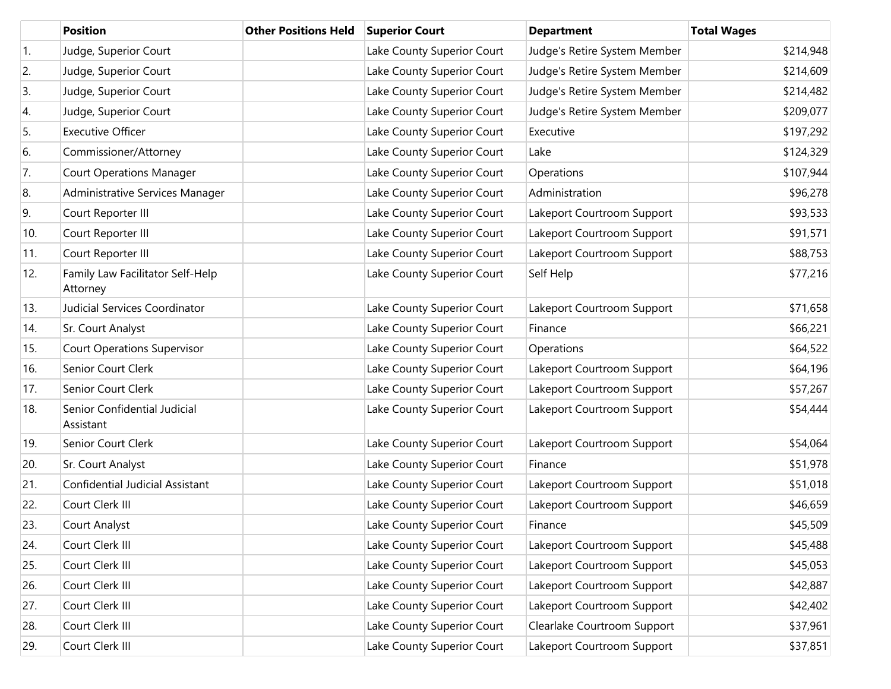| | Position | Other Positions Held | Superior Court | Department | Total Wages |
|---|---|---|---|---|---|
| 1. | Judge, Superior Court | | Lake County Superior Court | Judge's Retire System Member | $214,948 |
| 2. | Judge, Superior Court | | Lake County Superior Court | Judge's Retire System Member | $214,609 |
| 3. | Judge, Superior Court | | Lake County Superior Court | Judge's Retire System Member | $214,482 |
| 4. | Judge, Superior Court | | Lake County Superior Court | Judge's Retire System Member | $209,077 |
| 5. | Executive Officer | | Lake County Superior Court | Executive | $197,292 |
| 6. | Commissioner/Attorney | | Lake County Superior Court | Lake | $124,329 |
| 7. | Court Operations Manager | | Lake County Superior Court | Operations | $107,944 |
| 8. | Administrative Services Manager | | Lake County Superior Court | Administration | $96,278 |
| 9. | Court Reporter III | | Lake County Superior Court | Lakeport Courtroom Support | $93,533 |
| 10. | Court Reporter III | | Lake County Superior Court | Lakeport Courtroom Support | $91,571 |
| 11. | Court Reporter III | | Lake County Superior Court | Lakeport Courtroom Support | $88,753 |
| 12. | Family Law Facilitator Self-Help Attorney | | Lake County Superior Court | Self Help | $77,216 |
| 13. | Judicial Services Coordinator | | Lake County Superior Court | Lakeport Courtroom Support | $71,658 |
| 14. | Sr. Court Analyst | | Lake County Superior Court | Finance | $66,221 |
| 15. | Court Operations Supervisor | | Lake County Superior Court | Operations | $64,522 |
| 16. | Senior Court Clerk | | Lake County Superior Court | Lakeport Courtroom Support | $64,196 |
| 17. | Senior Court Clerk | | Lake County Superior Court | Lakeport Courtroom Support | $57,267 |
| 18. | Senior Confidential Judicial Assistant | | Lake County Superior Court | Lakeport Courtroom Support | $54,444 |
| 19. | Senior Court Clerk | | Lake County Superior Court | Lakeport Courtroom Support | $54,064 |
| 20. | Sr. Court Analyst | | Lake County Superior Court | Finance | $51,978 |
| 21. | Confidential Judicial Assistant | | Lake County Superior Court | Lakeport Courtroom Support | $51,018 |
| 22. | Court Clerk III | | Lake County Superior Court | Lakeport Courtroom Support | $46,659 |
| 23. | Court Analyst | | Lake County Superior Court | Finance | $45,509 |
| 24. | Court Clerk III | | Lake County Superior Court | Lakeport Courtroom Support | $45,488 |
| 25. | Court Clerk III | | Lake County Superior Court | Lakeport Courtroom Support | $45,053 |
| 26. | Court Clerk III | | Lake County Superior Court | Lakeport Courtroom Support | $42,887 |
| 27. | Court Clerk III | | Lake County Superior Court | Lakeport Courtroom Support | $42,402 |
| 28. | Court Clerk III | | Lake County Superior Court | Clearlake Courtroom Support | $37,961 |
| 29. | Court Clerk III | | Lake County Superior Court | Lakeport Courtroom Support | $37,851 |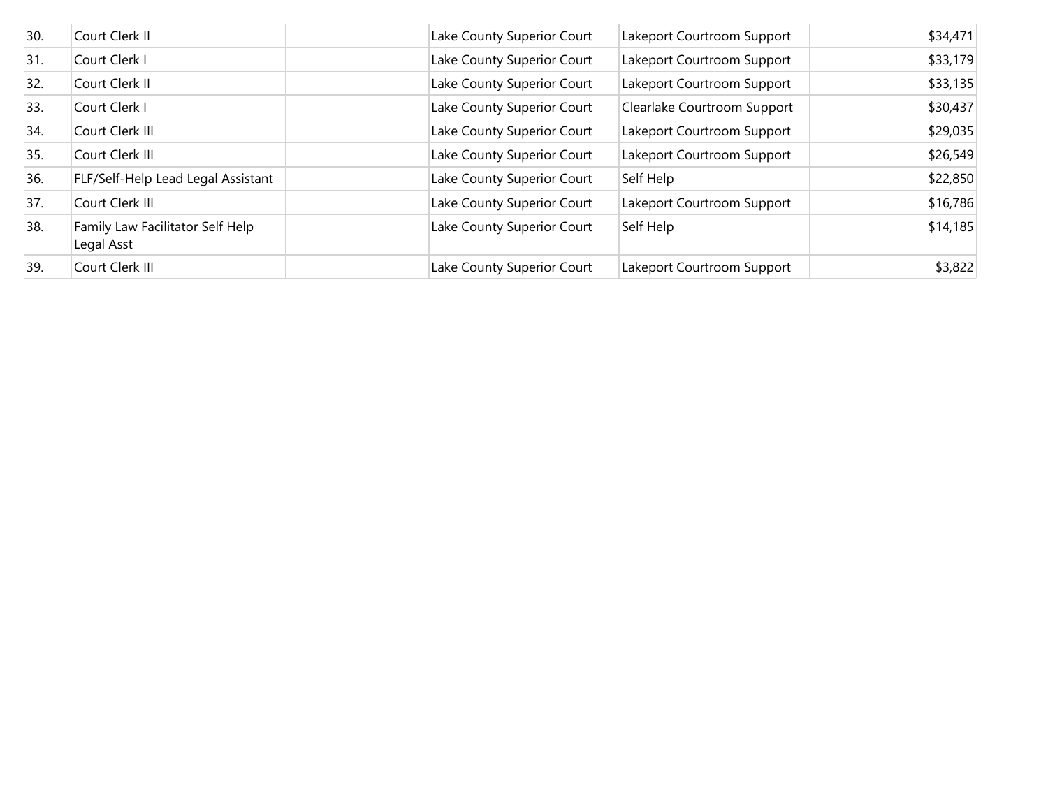| | | | | | |
|---|---|---|---|---|---|
| 30. | Court Clerk II | | Lake County Superior Court | Lakeport Courtroom Support | $34,471 |
| 31. | Court Clerk I | | Lake County Superior Court | Lakeport Courtroom Support | $33,179 |
| 32. | Court Clerk II | | Lake County Superior Court | Lakeport Courtroom Support | $33,135 |
| 33. | Court Clerk I | | Lake County Superior Court | Clearlake Courtroom Support | $30,437 |
| 34. | Court Clerk III | | Lake County Superior Court | Lakeport Courtroom Support | $29,035 |
| 35. | Court Clerk III | | Lake County Superior Court | Lakeport Courtroom Support | $26,549 |
| 36. | FLF/Self-Help Lead Legal Assistant | | Lake County Superior Court | Self Help | $22,850 |
| 37. | Court Clerk III | | Lake County Superior Court | Lakeport Courtroom Support | $16,786 |
| 38. | Family Law Facilitator Self Help Legal Asst | | Lake County Superior Court | Self Help | $14,185 |
| 39. | Court Clerk III | | Lake County Superior Court | Lakeport Courtroom Support | $3,822 |